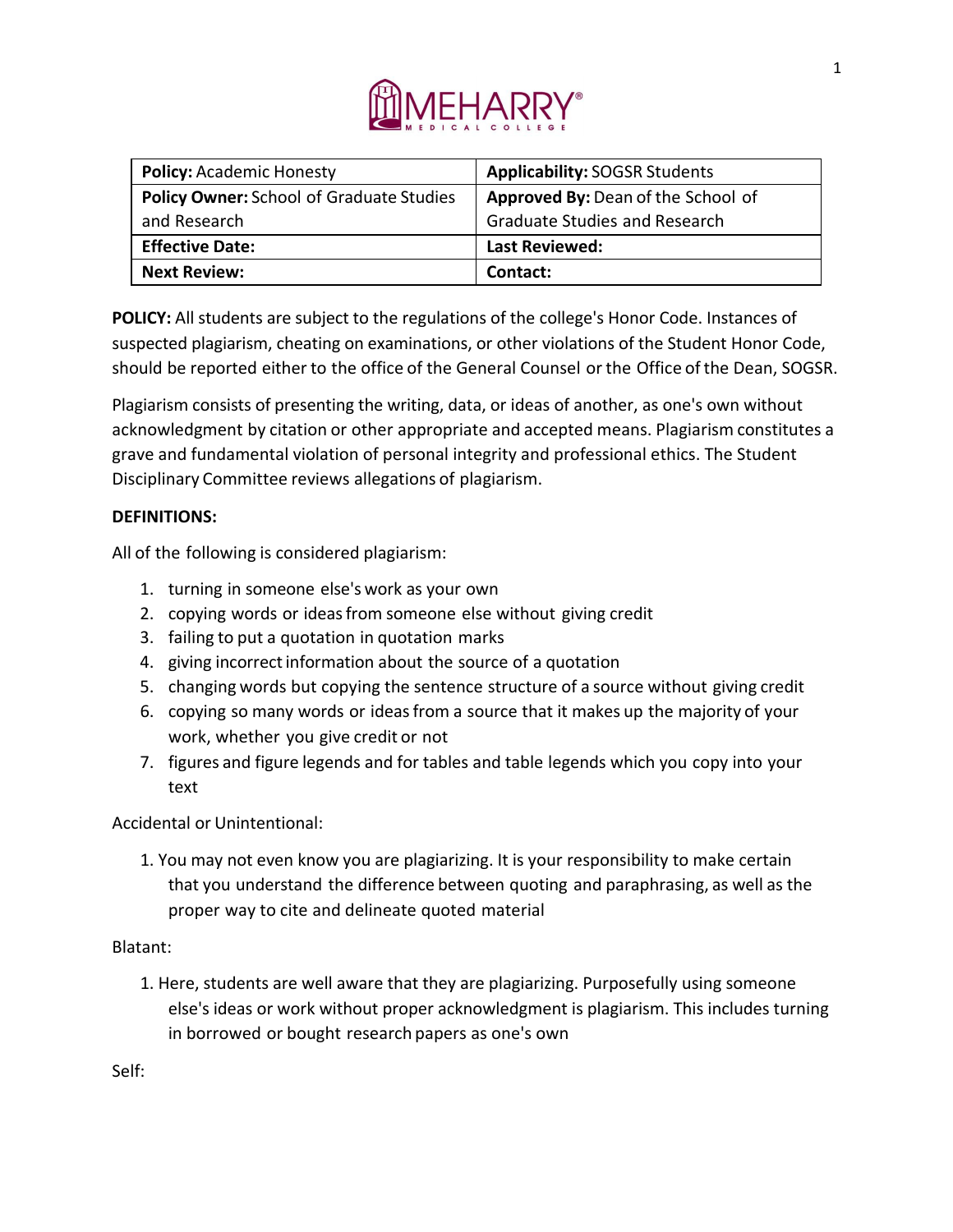| **Policy:** Academic Honesty | **Applicability:** SOGSR Students |
|---|---|
| **Policy Owner:** School of Graduate Studies and Research | **Approved By:** Dean of the School of Graduate Studies and Research |
| **Effective Date:** | **Last Reviewed:** |
| **Next Review:** | **Contact:** |

**POLICY:** All students are subject to the regulations of the college's Honor Code. Instances of suspected plagiarism, cheating on examinations, or other violations of the Student Honor Code, should be reported either to the office of the General Counsel or the Office of the Dean, SOGSR.

Plagiarism consists of presenting the writing, data, or ideas of another, as one's own without acknowledgment by citation or other appropriate and accepted means. Plagiarism constitutes a grave and fundamental violation of personal integrity and professional ethics. The Student Disciplinary Committee reviews allegations of plagiarism.

**DEFINITIONS:**

All of the following is considered plagiarism:

1. turning in someone else's work as your own
2. copying words or ideas from someone else without giving credit
3. failing to put a quotation in quotation marks
4. giving incorrect information about the source of a quotation
5. changing words but copying the sentence structure of a source without giving credit
6. copying so many words or ideas from a source that it makes up the majority of your work, whether you give credit or not
7. figures and figure legends and for tables and table legends which you copy into your text

Accidental or Unintentional:

1. You may not even know you are plagiarizing. It is your responsibility to make certain that you understand the difference between quoting and paraphrasing, as well as the proper way to cite and delineate quoted material

Blatant:

1. Here, students are well aware that they are plagiarizing. Purposefully using someone else's ideas or work without proper acknowledgment is plagiarism. This includes turning in borrowed or bought research papers as one's own

Self: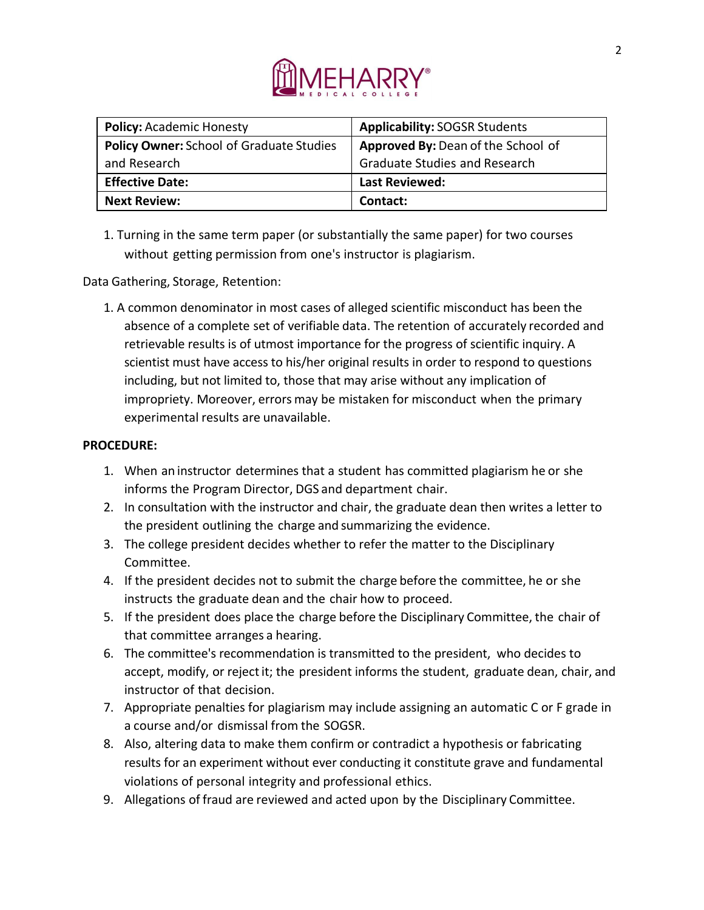| **Policy:** Academic Honesty | **Applicability:** SOGSR Students |
| --- | --- |
| **Policy Owner:** School of Graduate Studies and Research | **Approved By:** Dean of the School of Graduate Studies and Research |
| **Effective Date:** | **Last Reviewed:** |
| **Next Review:** | **Contact:** |

1. Turning in the same term paper (or substantially the same paper) for two courses without getting permission from one's instructor is plagiarism.

Data Gathering, Storage, Retention:

1. A common denominator in most cases of alleged scientific misconduct has been the absence of a complete set of verifiable data. The retention of accurately recorded and retrievable results is of utmost importance for the progress of scientific inquiry. A scientist must have access to his/her original results in order to respond to questions including, but not limited to, those that may arise without any implication of impropriety. Moreover, errors may be mistaken for misconduct when the primary experimental results are unavailable.

**PROCEDURE:**

1. When an instructor determines that a student has committed plagiarism he or she informs the Program Director, DGS and department chair.
2. In consultation with the instructor and chair, the graduate dean then writes a letter to the president outlining the charge and summarizing the evidence.
3. The college president decides whether to refer the matter to the Disciplinary Committee.
4. If the president decides not to submit the charge before the committee, he or she instructs the graduate dean and the chair how to proceed.
5. If the president does place the charge before the Disciplinary Committee, the chair of that committee arranges a hearing.
6. The committee's recommendation is transmitted to the president, who decides to accept, modify, or reject it; the president informs the student, graduate dean, chair, and instructor of that decision.
7. Appropriate penalties for plagiarism may include assigning an automatic C or F grade in a course and/or dismissal from the SOGSR.
8. Also, altering data to make them confirm or contradict a hypothesis or fabricating results for an experiment without ever conducting it constitute grave and fundamental violations of personal integrity and professional ethics.
9. Allegations of fraud are reviewed and acted upon by the Disciplinary Committee.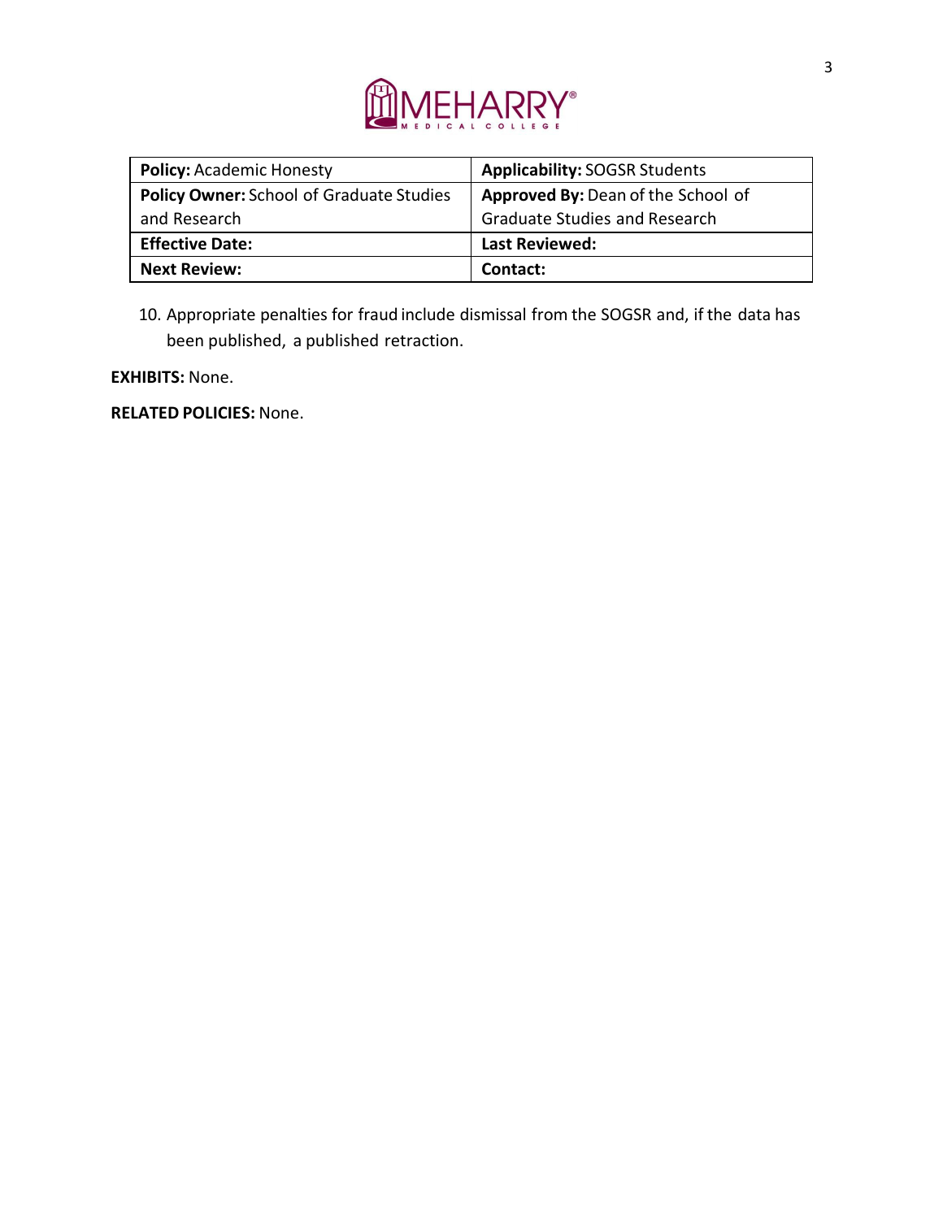| | |
|---|---|
| **Policy:** Academic Honesty | **Applicability:** SOGSR Students |
| **Policy Owner:** School of Graduate Studies and Research | **Approved By:** Dean of the School of Graduate Studies and Research |
| **Effective Date:** | **Last Reviewed:** |
| **Next Review:** | **Contact:** |

10. Appropriate penalties for fraud include dismissal from the SOGSR and, if the data has been published, a published retraction.

**EXHIBITS:** None.

**RELATED POLICIES:** None.